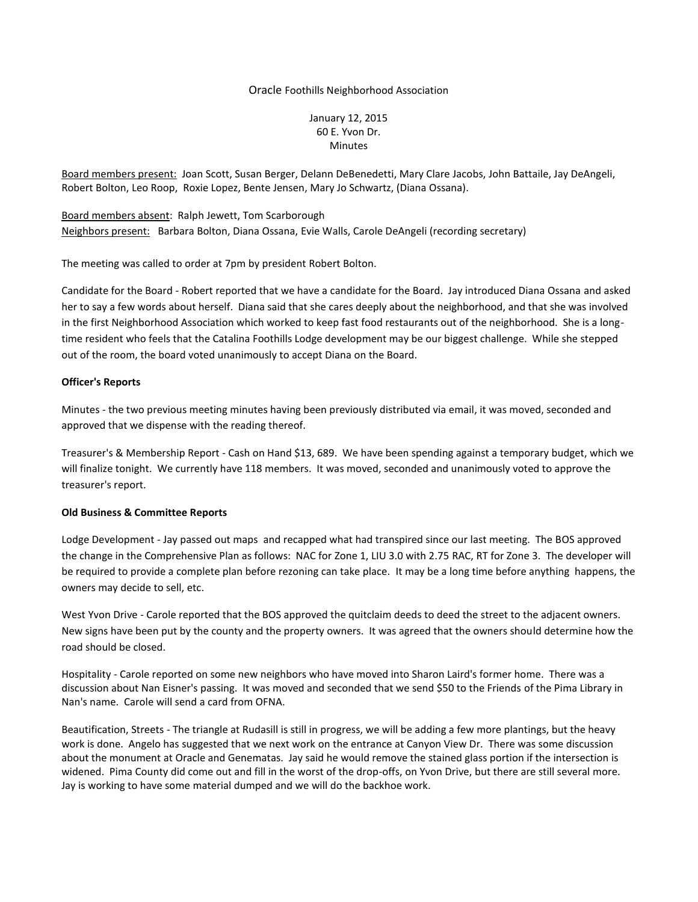Oracle Foothills Neighborhood Association

January 12, 2015
60 E. Yvon Dr.
Minutes

Board members present: Joan Scott, Susan Berger, Delann DeBenedetti, Mary Clare Jacobs, John Battaile, Jay DeAngeli, Robert Bolton, Leo Roop, Roxie Lopez, Bente Jensen, Mary Jo Schwartz, (Diana Ossana).

Board members absent: Ralph Jewett, Tom Scarborough
Neighbors present: Barbara Bolton, Diana Ossana, Evie Walls, Carole DeAngeli (recording secretary)

The meeting was called to order at 7pm by president Robert Bolton.

Candidate for the Board - Robert reported that we have a candidate for the Board. Jay introduced Diana Ossana and asked her to say a few words about herself. Diana said that she cares deeply about the neighborhood, and that she was involved in the first Neighborhood Association which worked to keep fast food restaurants out of the neighborhood. She is a long-time resident who feels that the Catalina Foothills Lodge development may be our biggest challenge. While she stepped out of the room, the board voted unanimously to accept Diana on the Board.

**Officer's Reports**

Minutes - the two previous meeting minutes having been previously distributed via email, it was moved, seconded and approved that we dispense with the reading thereof.

Treasurer's & Membership Report - Cash on Hand $13, 689. We have been spending against a temporary budget, which we will finalize tonight. We currently have 118 members. It was moved, seconded and unanimously voted to approve the treasurer's report.

**Old Business & Committee Reports**

Lodge Development - Jay passed out maps and recapped what had transpired since our last meeting. The BOS approved the change in the Comprehensive Plan as follows: NAC for Zone 1, LIU 3.0 with 2.75 RAC, RT for Zone 3. The developer will be required to provide a complete plan before rezoning can take place. It may be a long time before anything happens, the owners may decide to sell, etc.

West Yvon Drive - Carole reported that the BOS approved the quitclaim deeds to deed the street to the adjacent owners. New signs have been put by the county and the property owners. It was agreed that the owners should determine how the road should be closed.

Hospitality - Carole reported on some new neighbors who have moved into Sharon Laird's former home. There was a discussion about Nan Eisner's passing. It was moved and seconded that we send $50 to the Friends of the Pima Library in Nan's name. Carole will send a card from OFNA.

Beautification, Streets - The triangle at Rudasill is still in progress, we will be adding a few more plantings, but the heavy work is done. Angelo has suggested that we next work on the entrance at Canyon View Dr. There was some discussion about the monument at Oracle and Genematas. Jay said he would remove the stained glass portion if the intersection is widened. Pima County did come out and fill in the worst of the drop-offs, on Yvon Drive, but there are still several more. Jay is working to have some material dumped and we will do the backhoe work.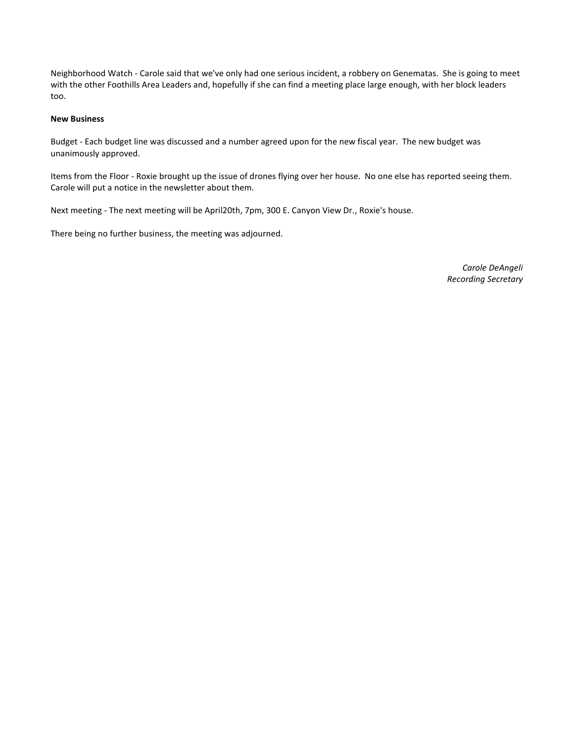Neighborhood Watch - Carole said that we've only had one serious incident, a robbery on Genematas. She is going to meet with the other Foothills Area Leaders and, hopefully if she can find a meeting place large enough, with her block leaders too.

**New Business**

Budget - Each budget line was discussed and a number agreed upon for the new fiscal year. The new budget was unanimously approved.

Items from the Floor - Roxie brought up the issue of drones flying over her house. No one else has reported seeing them. Carole will put a notice in the newsletter about them.

Next meeting - The next meeting will be April20th, 7pm, 300 E. Canyon View Dr., Roxie's house.

There being no further business, the meeting was adjourned.

*Carole DeAngeli*
*Recording Secretary*